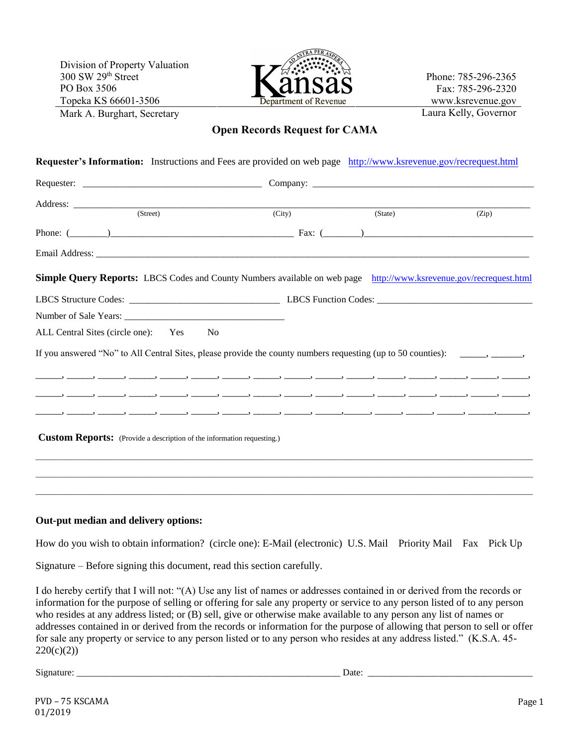Division of Property Valuation
300 SW 29th Street
PO Box 3506
Topeka KS 66601-3506
Mark A. Burghart, Secretary

Kansas Department of Revenue

Phone: 785-296-2365
Fax: 785-296-2320
www.ksrevenue.gov
Laura Kelly, Governor

# Open Records Request for CAMA

**Requester's Information:** Instructions and Fees are provided on web page http://www.ksrevenue.gov/recrequest.html

Requester: ____________________________________ Company: ______________________________________________

Address: ______________________________________________________________________________________
(Street) (City) (State) (Zip)

Phone: (________)______________________________________ Fax: (________)___________________________________

Email Address: __________________________________________________________________________________

**Simple Query Reports:** LBCS Codes and County Numbers available on web page http://www.ksrevenue.gov/recrequest.html

LBCS Structure Codes: _______________________________ LBCS Function Codes: _______________________________

Number of Sale Years: __________________________________

ALL Central Sites (circle one): Yes No

If you answered "No" to All Central Sites, please provide the county numbers requesting (up to 50 counties): _____, ______,

______, ______, ______, ______, ______, ______, ______, ______, ______, ______, ______, ______, ______, ______, ______, ______,

______, ______, ______, ______, ______, ______, ______, ______, ______, ______, ______, ______, ______, ______, ______, ______,

______, ______, ______, ______, ______, ______, ______, ______, ______, ______, ______, ______, ______, ______, ______, ______,

**Custom Reports:** (Provide a description of the information requesting.)

_______________________________________________________________________________________________

_______________________________________________________________________________________________

_______________________________________________________________________________________________

**Out-put median and delivery options:**

How do you wish to obtain information? (circle one): E-Mail (electronic) U.S. Mail Priority Mail Fax Pick Up

Signature – Before signing this document, read this section carefully.

I do hereby certify that I will not: "(A) Use any list of names or addresses contained in or derived from the records or information for the purpose of selling or offering for sale any property or service to any person listed of to any person who resides at any address listed; or (B) sell, give or otherwise make available to any person any list of names or addresses contained in or derived from the records or information for the purpose of allowing that person to sell or offer for sale any property or service to any person listed or to any person who resides at any address listed." (K.S.A. 45-220(c)(2))

Signature: ________________________________________________________ Date: __________________________________

PVD – 75 KSCAMA
01/2019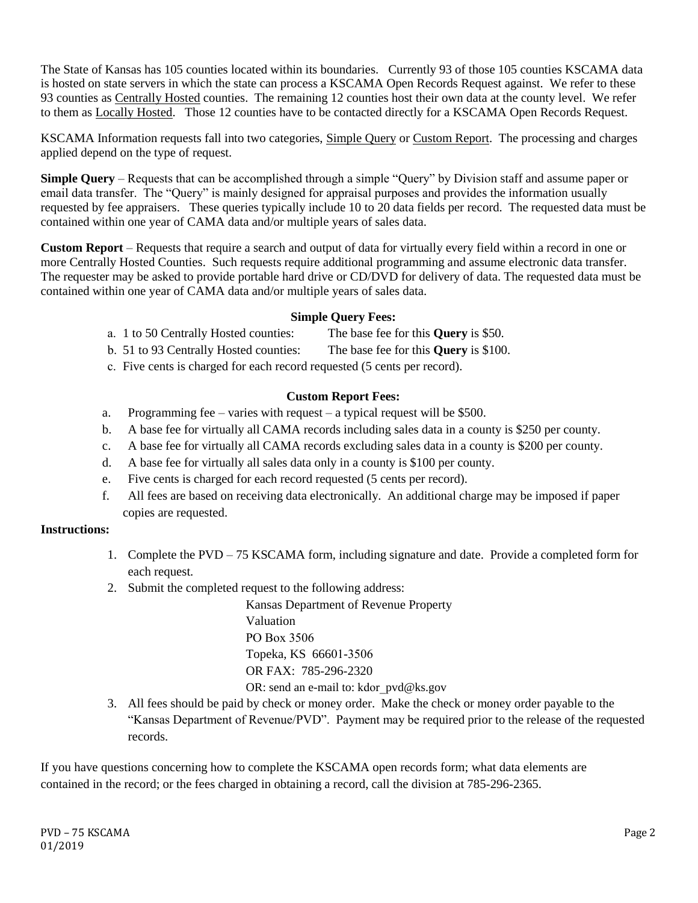The State of Kansas has 105 counties located within its boundaries. Currently 93 of those 105 counties KSCAMA data is hosted on state servers in which the state can process a KSCAMA Open Records Request against. We refer to these 93 counties as Centrally Hosted counties. The remaining 12 counties host their own data at the county level. We refer to them as Locally Hosted. Those 12 counties have to be contacted directly for a KSCAMA Open Records Request.

KSCAMA Information requests fall into two categories, Simple Query or Custom Report. The processing and charges applied depend on the type of request.

**Simple Query** – Requests that can be accomplished through a simple "Query" by Division staff and assume paper or email data transfer. The "Query" is mainly designed for appraisal purposes and provides the information usually requested by fee appraisers. These queries typically include 10 to 20 data fields per record. The requested data must be contained within one year of CAMA data and/or multiple years of sales data.

**Custom Report** – Requests that require a search and output of data for virtually every field within a record in one or more Centrally Hosted Counties. Such requests require additional programming and assume electronic data transfer. The requester may be asked to provide portable hard drive or CD/DVD for delivery of data. The requested data must be contained within one year of CAMA data and/or multiple years of sales data.

**Simple Query Fees:**

a. 1 to 50 Centrally Hosted counties: The base fee for this **Query** is $50.
b. 51 to 93 Centrally Hosted counties: The base fee for this **Query** is $100.
c. Five cents is charged for each record requested (5 cents per record).

**Custom Report Fees:**

a. Programming fee – varies with request – a typical request will be $500.
b. A base fee for virtually all CAMA records including sales data in a county is $250 per county.
c. A base fee for virtually all CAMA records excluding sales data in a county is $200 per county.
d. A base fee for virtually all sales data only in a county is $100 per county.
e. Five cents is charged for each record requested (5 cents per record).
f. All fees are based on receiving data electronically. An additional charge may be imposed if paper copies are requested.

**Instructions:**

1. Complete the PVD – 75 KSCAMA form, including signature and date. Provide a completed form for each request.
2. Submit the completed request to the following address:

   Kansas Department of Revenue Property Valuation
   PO Box 3506
   Topeka, KS 66601-3506
   OR FAX: 785-296-2320
   OR: send an e-mail to: kdor_pvd@ks.gov

3. All fees should be paid by check or money order. Make the check or money order payable to the "Kansas Department of Revenue/PVD". Payment may be required prior to the release of the requested records.

If you have questions concerning how to complete the KSCAMA open records form; what data elements are contained in the record; or the fees charged in obtaining a record, call the division at 785-296-2365.

PVD – 75 KSCAMA
01/2019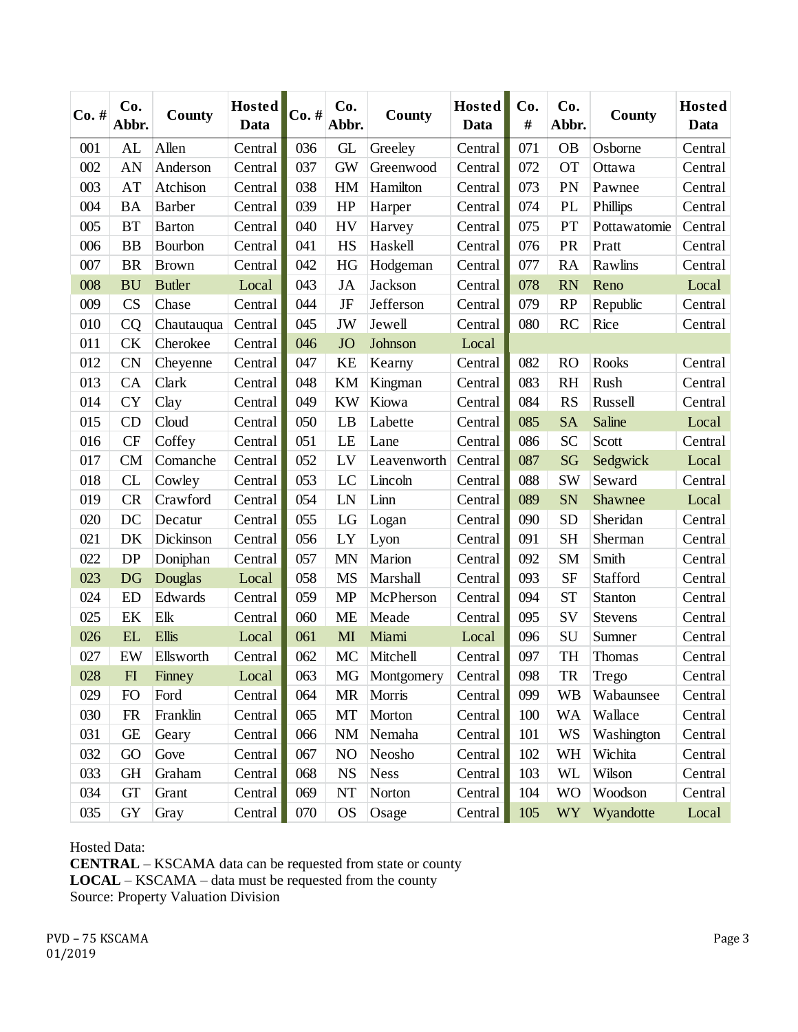| Co. # | Co. Abbr. | County | Hosted Data | Co. # | Co. Abbr. | County | Hosted Data | Co. # | Co. Abbr. | County | Hosted Data |
|---|---|---|---|---|---|---|---|---|---|---|---|
| 001 | AL | Allen | Central | 036 | GL | Greeley | Central | 071 | OB | Osborne | Central |
| 002 | AN | Anderson | Central | 037 | GW | Greenwood | Central | 072 | OT | Ottawa | Central |
| 003 | AT | Atchison | Central | 038 | HM | Hamilton | Central | 073 | PN | Pawnee | Central |
| 004 | BA | Barber | Central | 039 | HP | Harper | Central | 074 | PL | Phillips | Central |
| 005 | BT | Barton | Central | 040 | HV | Harvey | Central | 075 | PT | Pottawatomie | Central |
| 006 | BB | Bourbon | Central | 041 | HS | Haskell | Central | 076 | PR | Pratt | Central |
| 007 | BR | Brown | Central | 042 | HG | Hodgeman | Central | 077 | RA | Rawlins | Central |
| 008 | BU | Butler | Local | 043 | JA | Jackson | Central | 078 | RN | Reno | Local |
| 009 | CS | Chase | Central | 044 | JF | Jefferson | Central | 079 | RP | Republic | Central |
| 010 | CQ | Chautauqua | Central | 045 | JW | Jewell | Central | 080 | RC | Rice | Central |
| 011 | CK | Cherokee | Central | 046 | JO | Johnson | Local | | | | |
| 012 | CN | Cheyenne | Central | 047 | KE | Kearny | Central | 082 | RO | Rooks | Central |
| 013 | CA | Clark | Central | 048 | KM | Kingman | Central | 083 | RH | Rush | Central |
| 014 | CY | Clay | Central | 049 | KW | Kiowa | Central | 084 | RS | Russell | Central |
| 015 | CD | Cloud | Central | 050 | LB | Labette | Central | 085 | SA | Saline | Local |
| 016 | CF | Coffey | Central | 051 | LE | Lane | Central | 086 | SC | Scott | Central |
| 017 | CM | Comanche | Central | 052 | LV | Leavenworth | Central | 087 | SG | Sedgwick | Local |
| 018 | CL | Cowley | Central | 053 | LC | Lincoln | Central | 088 | SW | Seward | Central |
| 019 | CR | Crawford | Central | 054 | LN | Linn | Central | 089 | SN | Shawnee | Local |
| 020 | DC | Decatur | Central | 055 | LG | Logan | Central | 090 | SD | Sheridan | Central |
| 021 | DK | Dickinson | Central | 056 | LY | Lyon | Central | 091 | SH | Sherman | Central |
| 022 | DP | Doniphan | Central | 057 | MN | Marion | Central | 092 | SM | Smith | Central |
| 023 | DG | Douglas | Local | 058 | MS | Marshall | Central | 093 | SF | Stafford | Central |
| 024 | ED | Edwards | Central | 059 | MP | McPherson | Central | 094 | ST | Stanton | Central |
| 025 | EK | Elk | Central | 060 | ME | Meade | Central | 095 | SV | Stevens | Central |
| 026 | EL | Ellis | Local | 061 | MI | Miami | Local | 096 | SU | Sumner | Central |
| 027 | EW | Ellsworth | Central | 062 | MC | Mitchell | Central | 097 | TH | Thomas | Central |
| 028 | FI | Finney | Local | 063 | MG | Montgomery | Central | 098 | TR | Trego | Central |
| 029 | FO | Ford | Central | 064 | MR | Morris | Central | 099 | WB | Wabaunsee | Central |
| 030 | FR | Franklin | Central | 065 | MT | Morton | Central | 100 | WA | Wallace | Central |
| 031 | GE | Geary | Central | 066 | NM | Nemaha | Central | 101 | WS | Washington | Central |
| 032 | GO | Gove | Central | 067 | NO | Neosho | Central | 102 | WH | Wichita | Central |
| 033 | GH | Graham | Central | 068 | NS | Ness | Central | 103 | WL | Wilson | Central |
| 034 | GT | Grant | Central | 069 | NT | Norton | Central | 104 | WO | Woodson | Central |
| 035 | GY | Gray | Central | 070 | OS | Osage | Central | 105 | WY | Wyandotte | Local |

Hosted Data:
**CENTRAL** – KSCAMA data can be requested from state or county
**LOCAL** – KSCAMA – data must be requested from the county
Source: Property Valuation Division

PVD – 75 KSCAMA
01/2019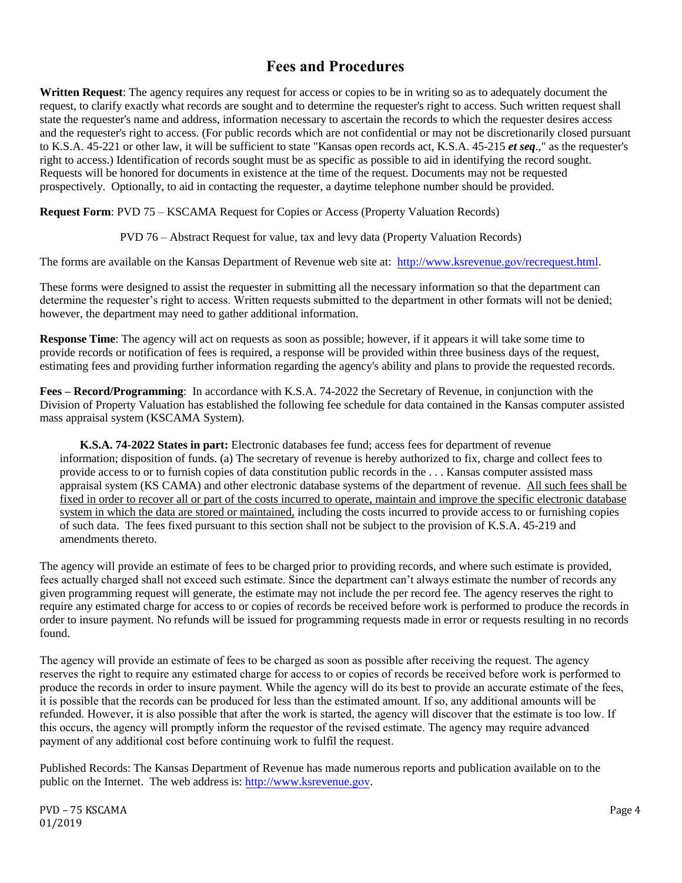# Fees and Procedures

**Written Request**: The agency requires any request for access or copies to be in writing so as to adequately document the request, to clarify exactly what records are sought and to determine the requester's right to access. Such written request shall state the requester's name and address, information necessary to ascertain the records to which the requester desires access and the requester's right to access. (For public records which are not confidential or may not be discretionarily closed pursuant to K.S.A. 45-221 or other law, it will be sufficient to state "Kansas open records act, K.S.A. 45-215 ***et seq***.," as the requester's right to access.) Identification of records sought must be as specific as possible to aid in identifying the record sought. Requests will be honored for documents in existence at the time of the request. Documents may not be requested prospectively. Optionally, to aid in contacting the requester, a daytime telephone number should be provided.

**Request Form**: PVD 75 – KSCAMA Request for Copies or Access (Property Valuation Records)

PVD 76 – Abstract Request for value, tax and levy data (Property Valuation Records)

The forms are available on the Kansas Department of Revenue web site at: http://www.ksrevenue.gov/recrequest.html.

These forms were designed to assist the requester in submitting all the necessary information so that the department can determine the requester's right to access. Written requests submitted to the department in other formats will not be denied; however, the department may need to gather additional information.

**Response Time**: The agency will act on requests as soon as possible; however, if it appears it will take some time to provide records or notification of fees is required, a response will be provided within three business days of the request, estimating fees and providing further information regarding the agency's ability and plans to provide the requested records.

**Fees – Record/Programming**: In accordance with K.S.A. 74-2022 the Secretary of Revenue, in conjunction with the Division of Property Valuation has established the following fee schedule for data contained in the Kansas computer assisted mass appraisal system (KSCAMA System).

> **K.S.A. 74-2022 States in part:** Electronic databases fee fund; access fees for department of revenue information; disposition of funds. (a) The secretary of revenue is hereby authorized to fix, charge and collect fees to provide access to or to furnish copies of data constitution public records in the . . . Kansas computer assisted mass appraisal system (KS CAMA) and other electronic database systems of the department of revenue. <u>All such fees shall be fixed in order to recover all or part of the costs incurred to operate, maintain and improve the specific electronic database system in which the data are stored or maintained,</u> including the costs incurred to provide access to or furnishing copies of such data. The fees fixed pursuant to this section shall not be subject to the provision of K.S.A. 45-219 and amendments thereto.

The agency will provide an estimate of fees to be charged prior to providing records, and where such estimate is provided, fees actually charged shall not exceed such estimate. Since the department can't always estimate the number of records any given programming request will generate, the estimate may not include the per record fee. The agency reserves the right to require any estimated charge for access to or copies of records be received before work is performed to produce the records in order to insure payment. No refunds will be issued for programming requests made in error or requests resulting in no records found.

The agency will provide an estimate of fees to be charged as soon as possible after receiving the request. The agency reserves the right to require any estimated charge for access to or copies of records be received before work is performed to produce the records in order to insure payment. While the agency will do its best to provide an accurate estimate of the fees, it is possible that the records can be produced for less than the estimated amount. If so, any additional amounts will be refunded. However, it is also possible that after the work is started, the agency will discover that the estimate is too low. If this occurs, the agency will promptly inform the requestor of the revised estimate. The agency may require advanced payment of any additional cost before continuing work to fulfil the request.

Published Records: The Kansas Department of Revenue has made numerous reports and publication available on to the public on the Internet. The web address is: http://www.ksrevenue.gov.

PVD – 75 KSCAMA
01/2019